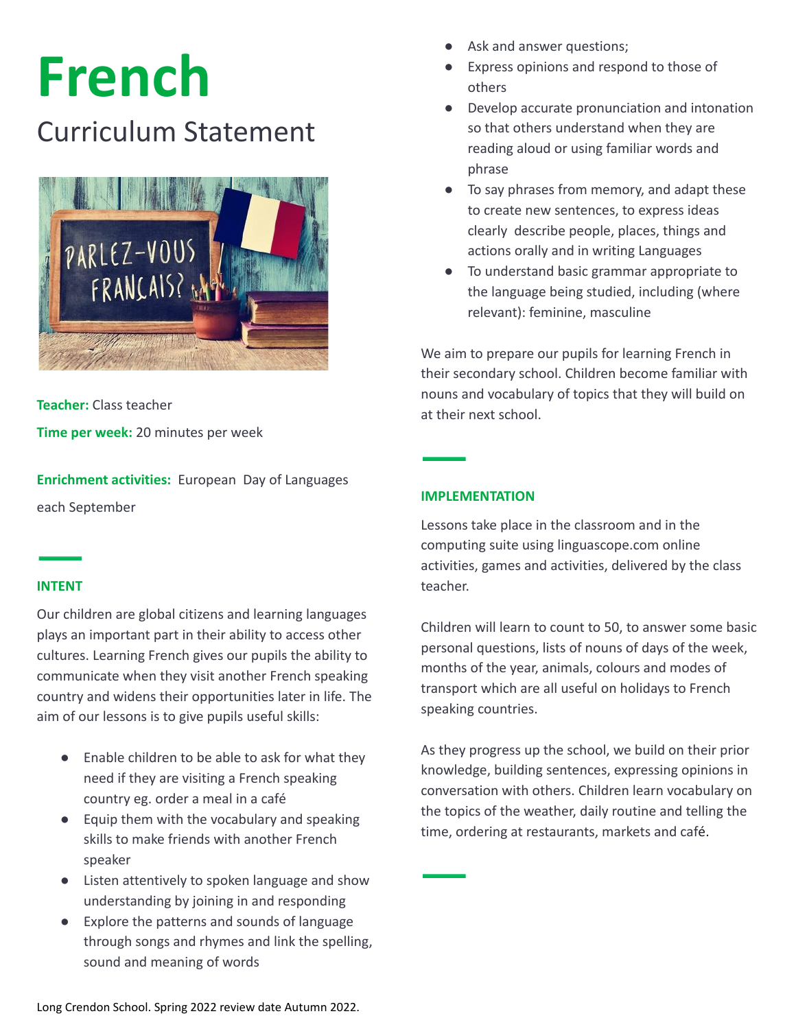# French

## Curriculum Statement

**Teacher:** Class teacher

**Time per week:** 20 minutes per week

**Enrichment activities:** European Day of Languages each September

### INTENT

Our children are global citizens and learning languages plays an important part in their ability to access other cultures. Learning French gives our pupils the ability to communicate when they visit another French speaking country and widens their opportunities later in life. The aim of our lessons is to give pupils useful skills:

- Enable children to be able to ask for what they need if they are visiting a French speaking country eg. order a meal in a café
- Equip them with the vocabulary and speaking skills to make friends with another French speaker
- Listen attentively to spoken language and show understanding by joining in and responding
- Explore the patterns and sounds of language through songs and rhymes and link the spelling, sound and meaning of words
- Ask and answer questions;
- Express opinions and respond to those of others
- Develop accurate pronunciation and intonation so that others understand when they are reading aloud or using familiar words and phrase
- To say phrases from memory, and adapt these to create new sentences, to express ideas clearly describe people, places, things and actions orally and in writing Languages
- To understand basic grammar appropriate to the language being studied, including (where relevant): feminine, masculine

We aim to prepare our pupils for learning French in their secondary school. Children become familiar with nouns and vocabulary of topics that they will build on at their next school.

### IMPLEMENTATION

Lessons take place in the classroom and in the computing suite using linguascope.com online activities, games and activities, delivered by the class teacher.

Children will learn to count to 50, to answer some basic personal questions, lists of nouns of days of the week, months of the year, animals, colours and modes of transport which are all useful on holidays to French speaking countries.

As they progress up the school, we build on their prior knowledge, building sentences, expressing opinions in conversation with others. Children learn vocabulary on the topics of the weather, daily routine and telling the time, ordering at restaurants, markets and café.

Long Crendon School. Spring 2022 review date Autumn 2022.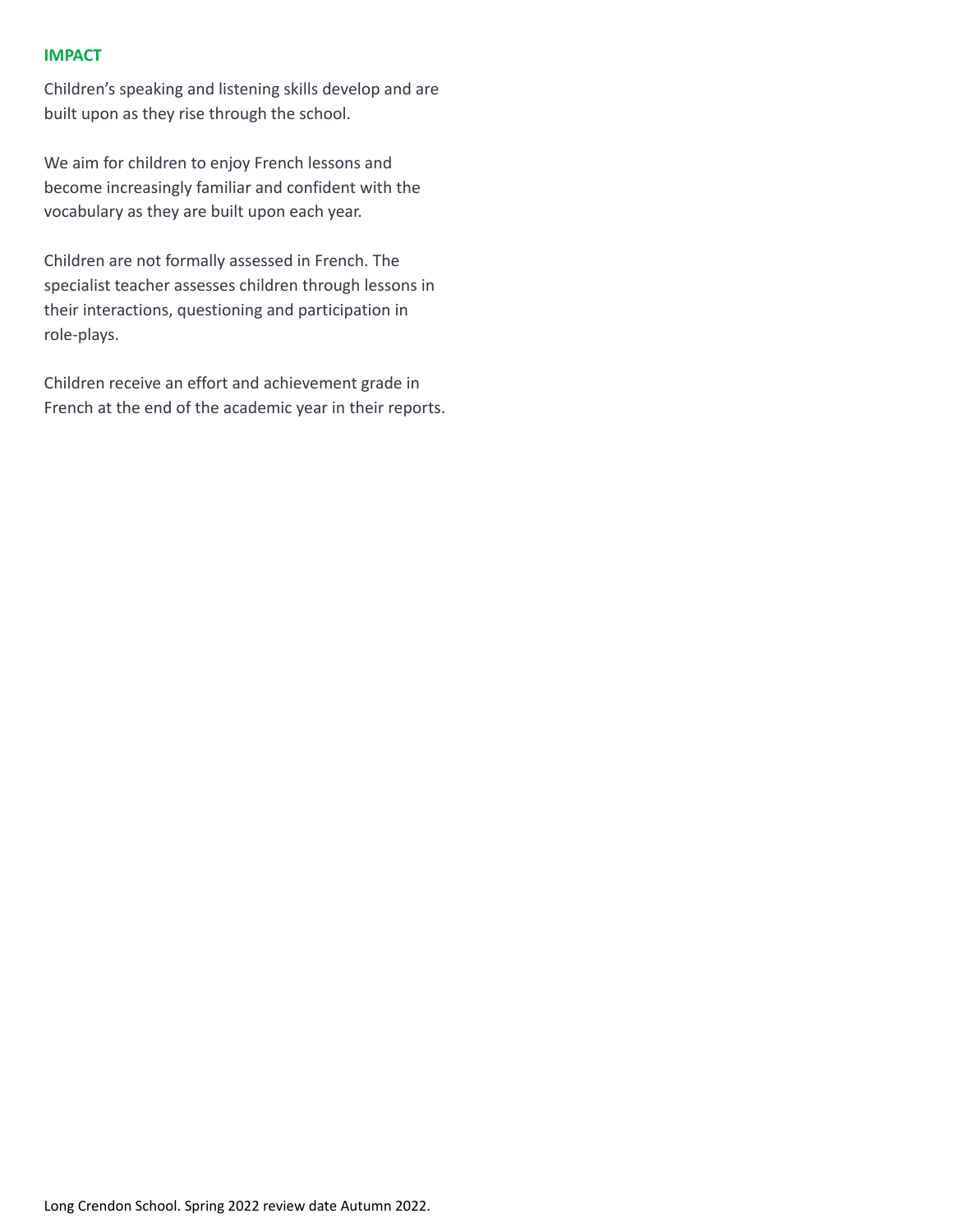## IMPACT

Children's speaking and listening skills develop and are built upon as they rise through the school.

We aim for children to enjoy French lessons and become increasingly familiar and confident with the vocabulary as they are built upon each year.

Children are not formally assessed in French. The specialist teacher assesses children through lessons in their interactions, questioning and participation in role-plays.

Children receive an effort and achievement grade in French at the end of the academic year in their reports.

Long Crendon School. Spring 2022 review date Autumn 2022.